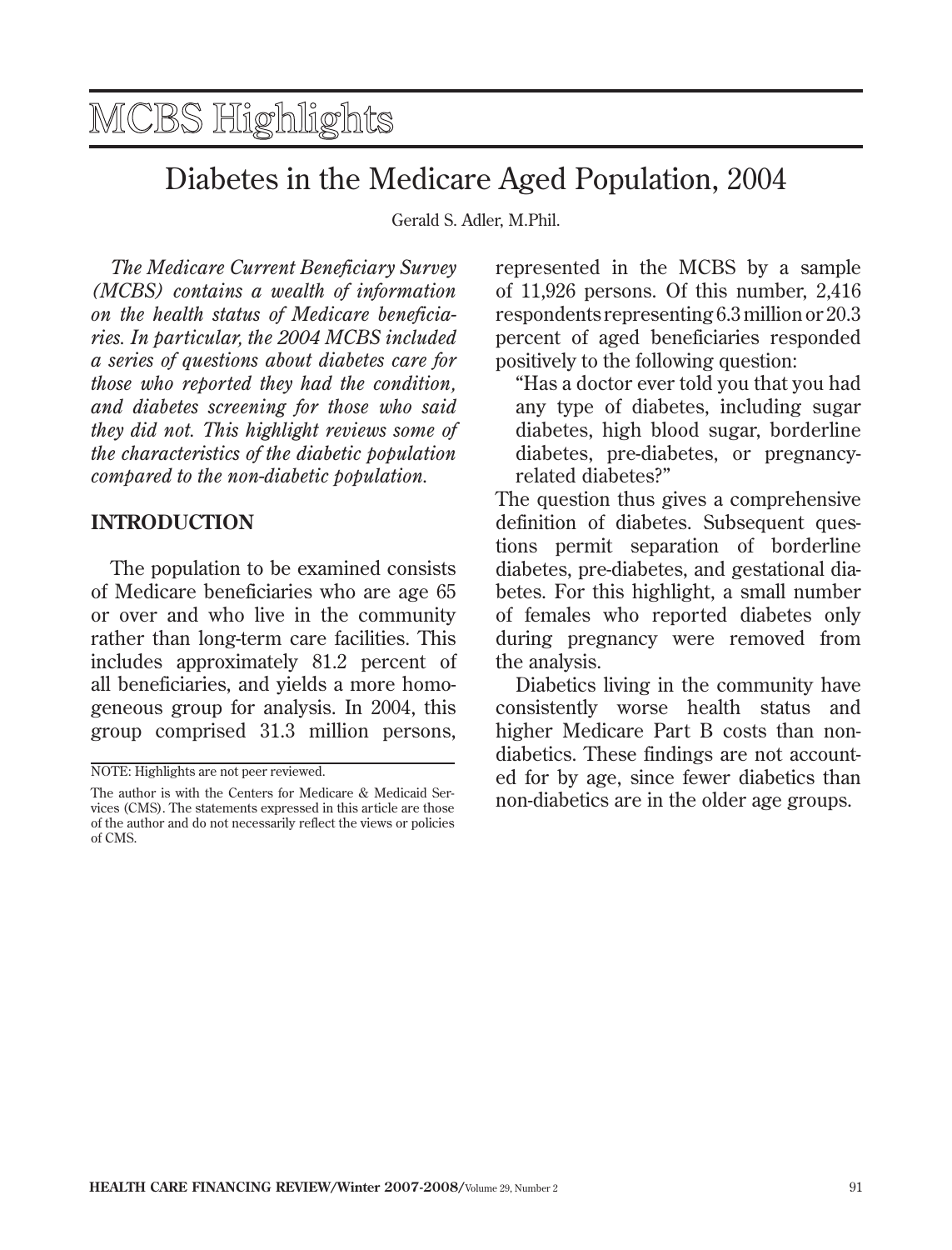# MCBS Highlights

## Diabetes in the Medicare Aged Population, 2004

Gerald S. Adler, M.Phil.

*The Medicare Current Beneficiary Survey (MCBS) contains a wealth of information on the health status of Medicare beneficiaries. In particular, the 2004 MCBS included a series of questions about diabetes care for those who reported they had the condition, and diabetes screening for those who said they did not. This highlight reviews some of the characteristics of the diabetic population compared to the non-diabetic population.*

### INTRODUCTION

The population to be examined consists of Medicare beneficiaries who are age 65 or over and who live in the community rather than long-term care facilities. This includes approximately 81.2 percent of all beneficiaries, and yields a more homogeneous group for analysis. In 2004, this group comprised 31.3 million persons, represented in the MCBS by a sample of 11,926 persons. Of this number, 2,416 respondents representing 6.3 million or 20.3 percent of aged beneficiaries responded positively to the following question:

> "Has a doctor ever told you that you had any type of diabetes, including sugar diabetes, high blood sugar, borderline diabetes, pre-diabetes, or pregnancy-related diabetes?"

The question thus gives a comprehensive definition of diabetes. Subsequent questions permit separation of borderline diabetes, pre-diabetes, and gestational diabetes. For this highlight, a small number of females who reported diabetes only during pregnancy were removed from the analysis.

Diabetics living in the community have consistently worse health status and higher Medicare Part B costs than non-diabetics. These findings are not accounted for by age, since fewer diabetics than non-diabetics are in the older age groups.

NOTE: Highlights are not peer reviewed.

The author is with the Centers for Medicare & Medicaid Services (CMS). The statements expressed in this article are those of the author and do not necessarily reflect the views or policies of CMS.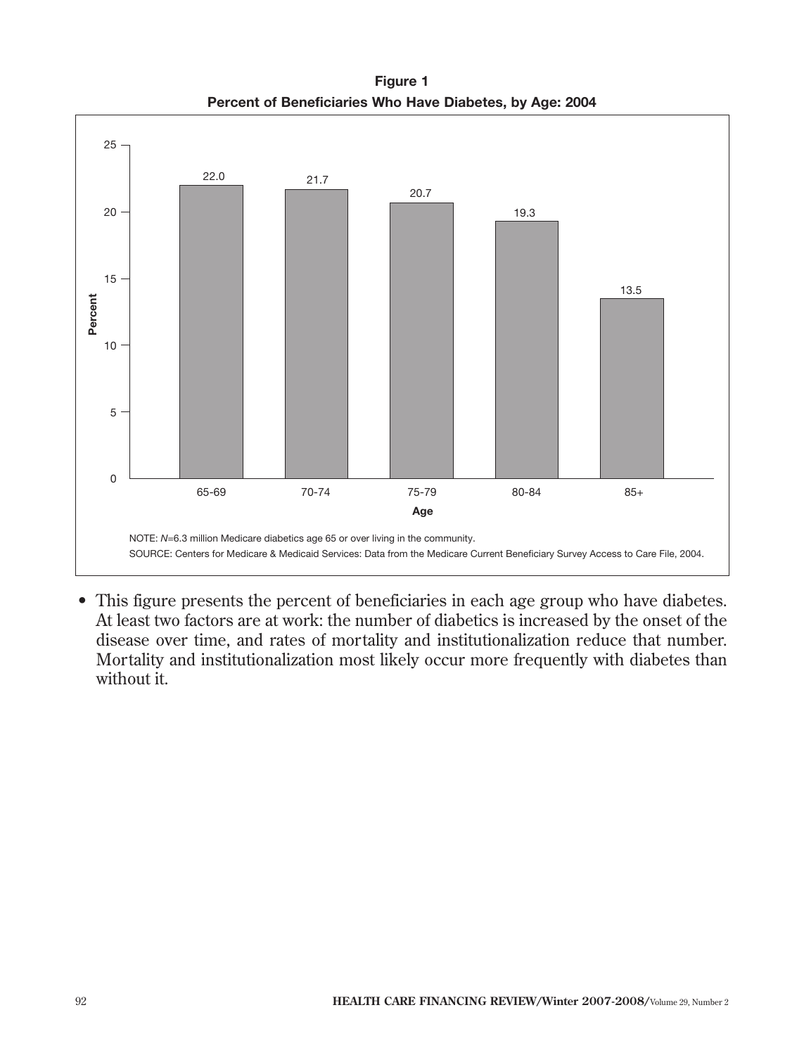**Figure 1**
**Percent of Beneficiaries Who Have Diabetes, by Age: 2004**

| Age | Percent |
|---|---|
| 65-69 | 22.0 |
| 70-74 | 21.7 |
| 75-79 | 20.7 |
| 80-84 | 19.3 |
| 85+ | 13.5 |

NOTE: *N*=6.3 million Medicare diabetics age 65 or over living in the community.

SOURCE: Centers for Medicare & Medicaid Services: Data from the Medicare Current Beneficiary Survey Access to Care File, 2004.

- This figure presents the percent of beneficiaries in each age group who have diabetes. At least two factors are at work: the number of diabetics is increased by the onset of the disease over time, and rates of mortality and institutionalization reduce that number. Mortality and institutionalization most likely occur more frequently with diabetes than without it.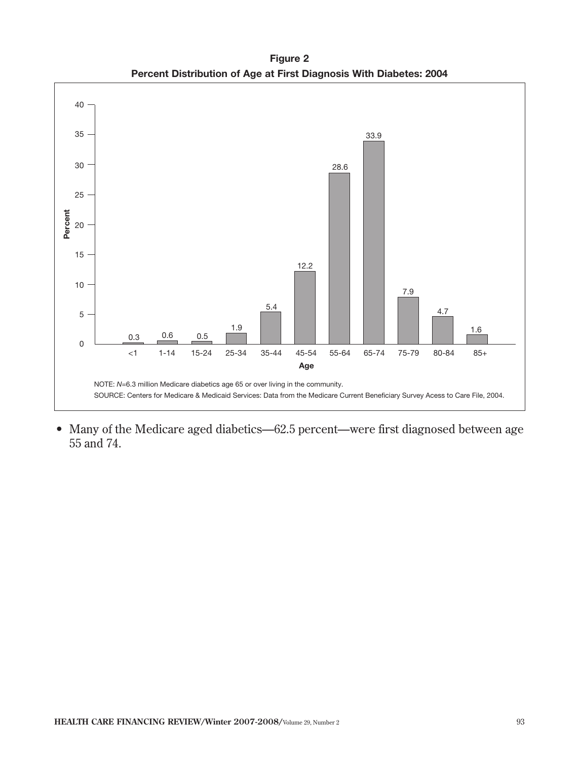**Figure 2**
**Percent Distribution of Age at First Diagnosis With Diabetes: 2004**

| Age | Percent |
|---|---|
| <1 | 0.3 |
| 1-14 | 0.6 |
| 15-24 | 0.5 |
| 25-34 | 1.9 |
| 35-44 | 5.4 |
| 45-54 | 12.2 |
| 55-64 | 28.6 |
| 65-74 | 33.9 |
| 75-79 | 7.9 |
| 80-84 | 4.7 |
| 85+ | 1.6 |

NOTE: *N*=6.3 million Medicare diabetics age 65 or over living in the community.

SOURCE: Centers for Medicare & Medicaid Services: Data from the Medicare Current Beneficiary Survey Acess to Care File, 2004.

- Many of the Medicare aged diabetics—62.5 percent—were first diagnosed between age 55 and 74.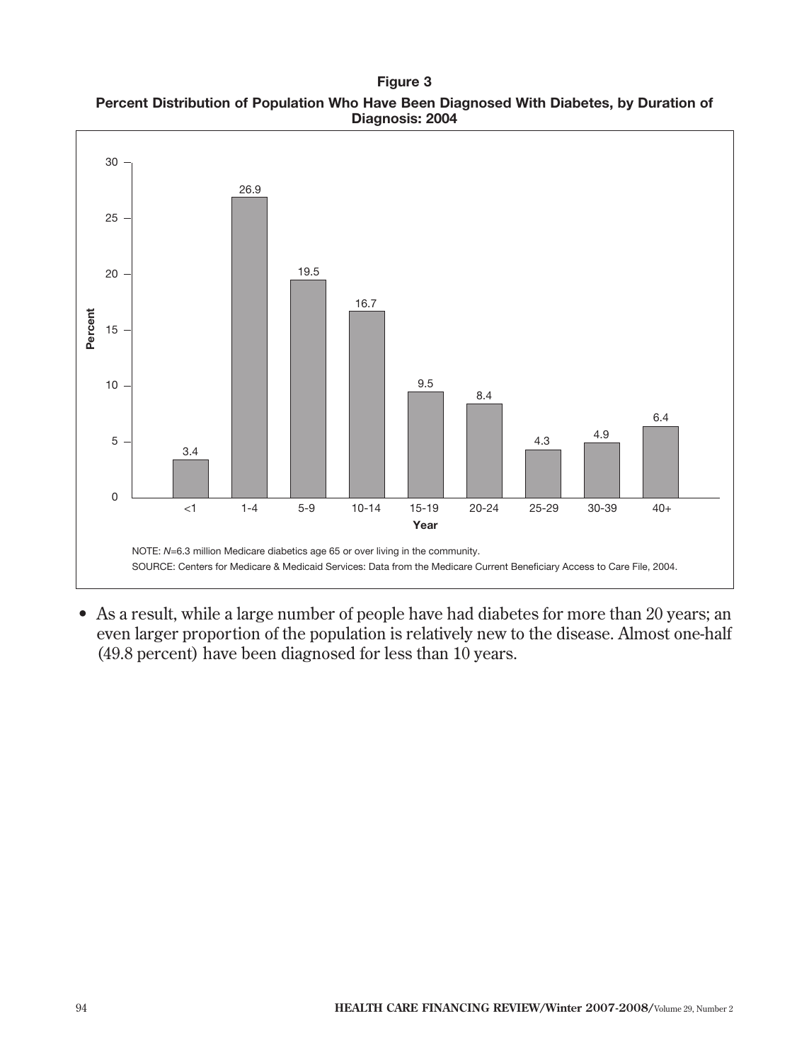**Figure 3**
**Percent Distribution of Population Who Have Been Diagnosed With Diabetes, by Duration of Diagnosis: 2004**

| Year | Percent |
|---|---|
| <1 | 3.4 |
| 1-4 | 26.9 |
| 5-9 | 19.5 |
| 10-14 | 16.7 |
| 15-19 | 9.5 |
| 20-24 | 8.4 |
| 25-29 | 4.3 |
| 30-39 | 4.9 |
| 40+ | 6.4 |

NOTE: *N*=6.3 million Medicare diabetics age 65 or over living in the community.

SOURCE: Centers for Medicare & Medicaid Services: Data from the Medicare Current Beneficiary Access to Care File, 2004.

- As a result, while a large number of people have had diabetes for more than 20 years; an even larger proportion of the population is relatively new to the disease. Almost one-half (49.8 percent) have been diagnosed for less than 10 years.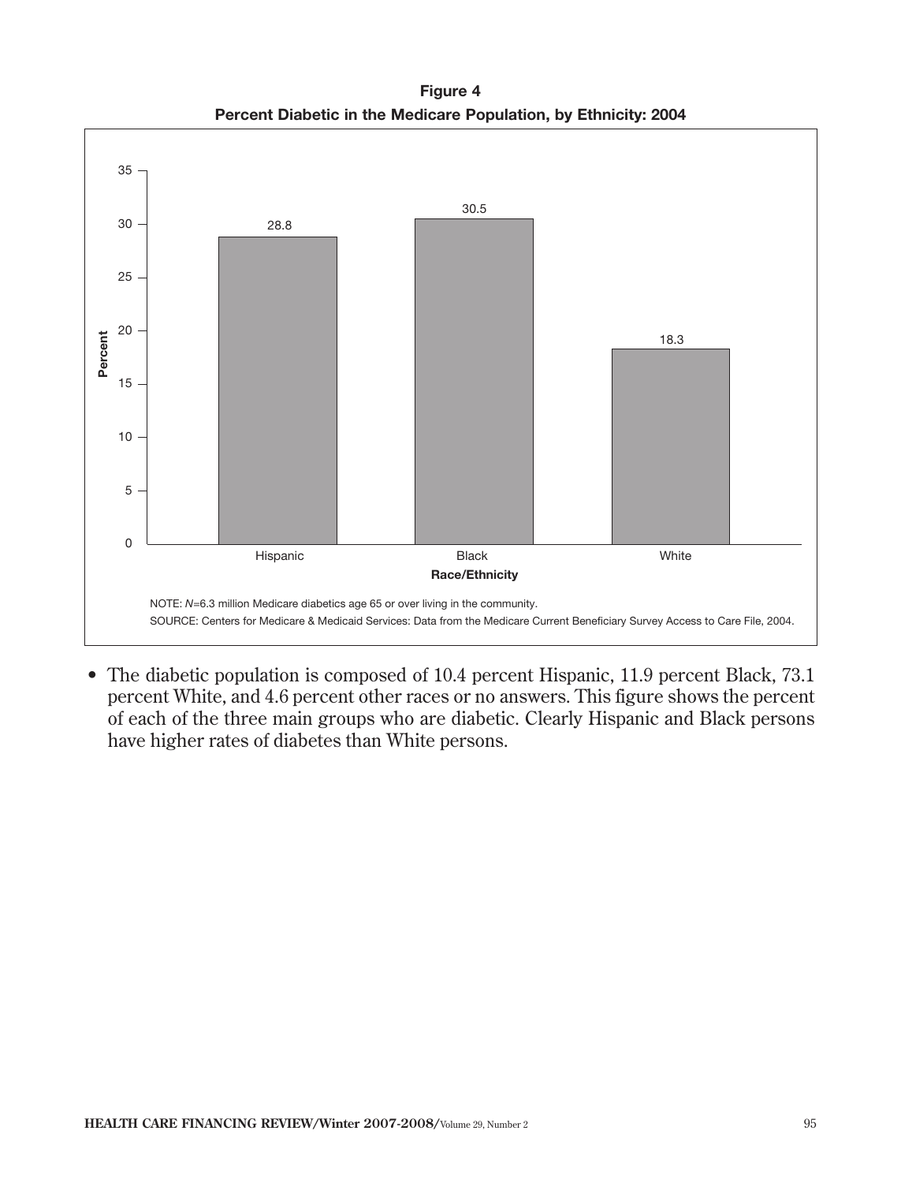**Figure 4**
**Percent Diabetic in the Medicare Population, by Ethnicity: 2004**

| Race/Ethnicity | Percent |
| --- | --- |
| Hispanic | 28.8 |
| Black | 30.5 |
| White | 18.3 |

NOTE: *N*=6.3 million Medicare diabetics age 65 or over living in the community.

SOURCE: Centers for Medicare & Medicaid Services: Data from the Medicare Current Beneficiary Survey Access to Care File, 2004.

- The diabetic population is composed of 10.4 percent Hispanic, 11.9 percent Black, 73.1 percent White, and 4.6 percent other races or no answers. This figure shows the percent of each of the three main groups who are diabetic. Clearly Hispanic and Black persons have higher rates of diabetes than White persons.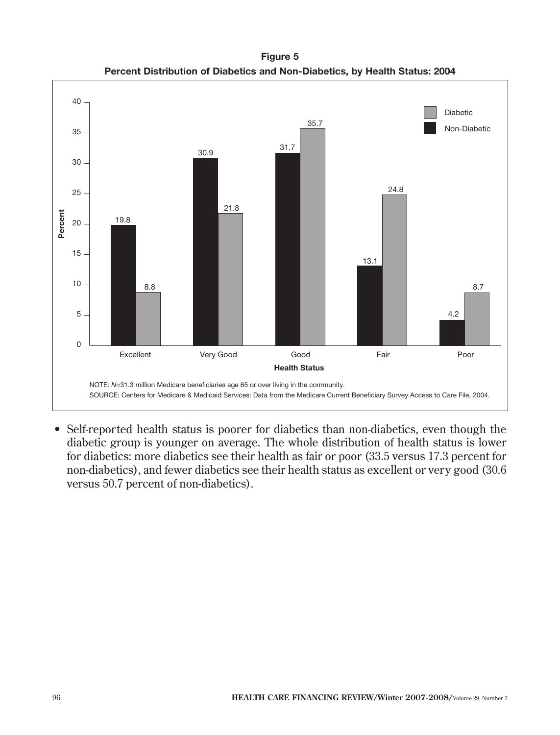**Figure 5**
**Percent Distribution of Diabetics and Non-Diabetics, by Health Status: 2004**

| Health Status | Non-Diabetic | Diabetic |
| --- | --- | --- |
| Excellent | 19.8 | 8.8 |
| Very Good | 30.9 | 21.8 |
| Good | 31.7 | 35.7 |
| Fair | 13.1 | 24.8 |
| Poor | 4.2 | 8.7 |

NOTE: *N*=31.3 million Medicare beneficiaries age 65 or over living in the community.

SOURCE: Centers for Medicare & Medicaid Services: Data from the Medicare Current Beneficiary Survey Access to Care File, 2004.

- Self-reported health status is poorer for diabetics than non-diabetics, even though the diabetic group is younger on average. The whole distribution of health status is lower for diabetics: more diabetics see their health as fair or poor (33.5 versus 17.3 percent for non-diabetics), and fewer diabetics see their health status as excellent or very good (30.6 versus 50.7 percent of non-diabetics).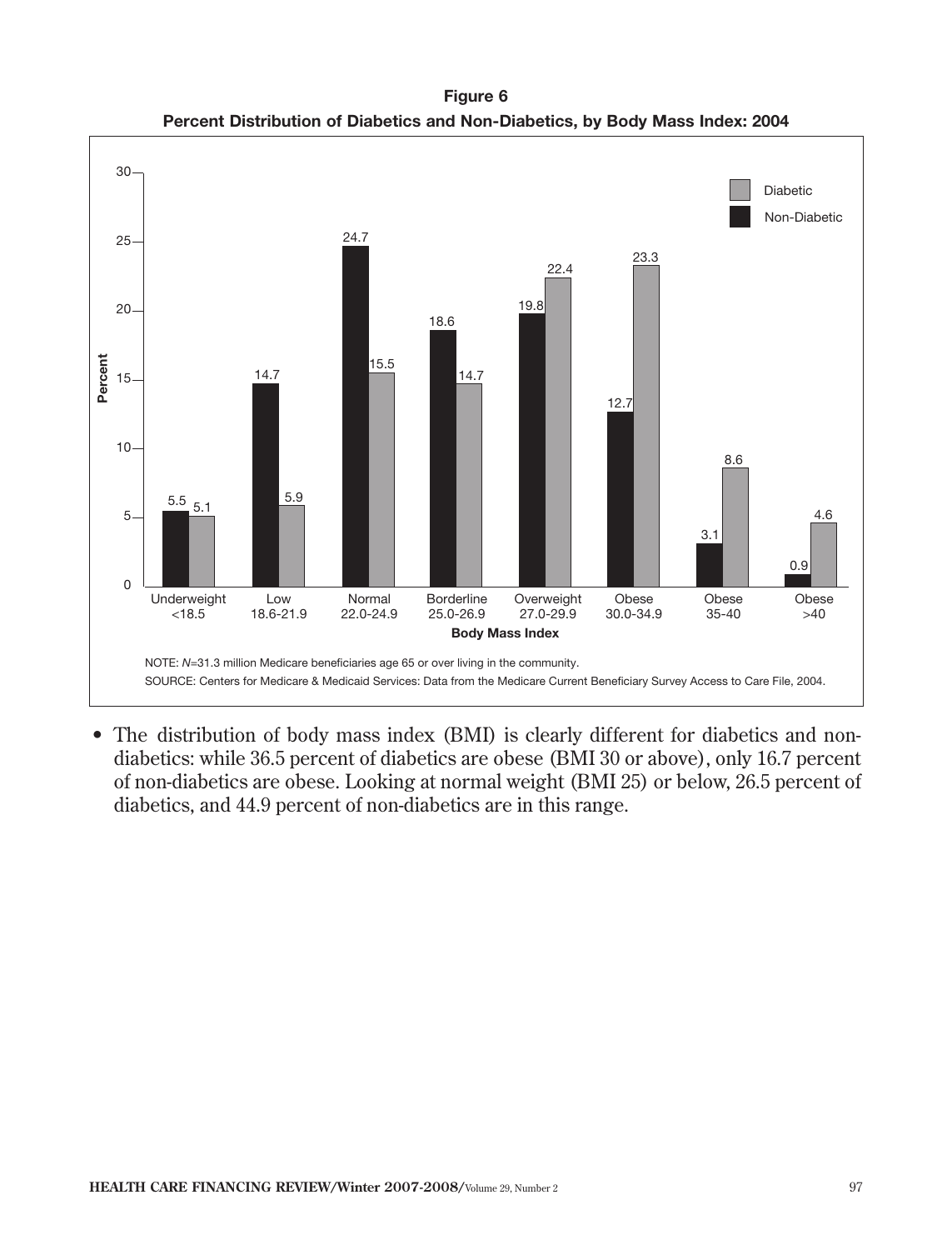**Figure 6**
**Percent Distribution of Diabetics and Non-Diabetics, by Body Mass Index: 2004**

| Body Mass Index | Non-Diabetic | Diabetic |
|---|---|---|
| Underweight <18.5 | 5.5 | 5.1 |
| Low 18.6-21.9 | 14.7 | 5.9 |
| Normal 22.0-24.9 | 24.7 | 15.5 |
| Borderline 25.0-26.9 | 18.6 | 14.7 |
| Overweight 27.0-29.9 | 19.8 | 22.4 |
| Obese 30.0-34.9 | 12.7 | 23.3 |
| Obese 35-40 | 3.1 | 8.6 |
| Obese >40 | 0.9 | 4.6 |

NOTE: *N*=31.3 million Medicare beneficiaries age 65 or over living in the community.

SOURCE: Centers for Medicare & Medicaid Services: Data from the Medicare Current Beneficiary Survey Access to Care File, 2004.

- The distribution of body mass index (BMI) is clearly different for diabetics and non-diabetics: while 36.5 percent of diabetics are obese (BMI 30 or above), only 16.7 percent of non-diabetics are obese. Looking at normal weight (BMI 25) or below, 26.5 percent of diabetics, and 44.9 percent of non-diabetics are in this range.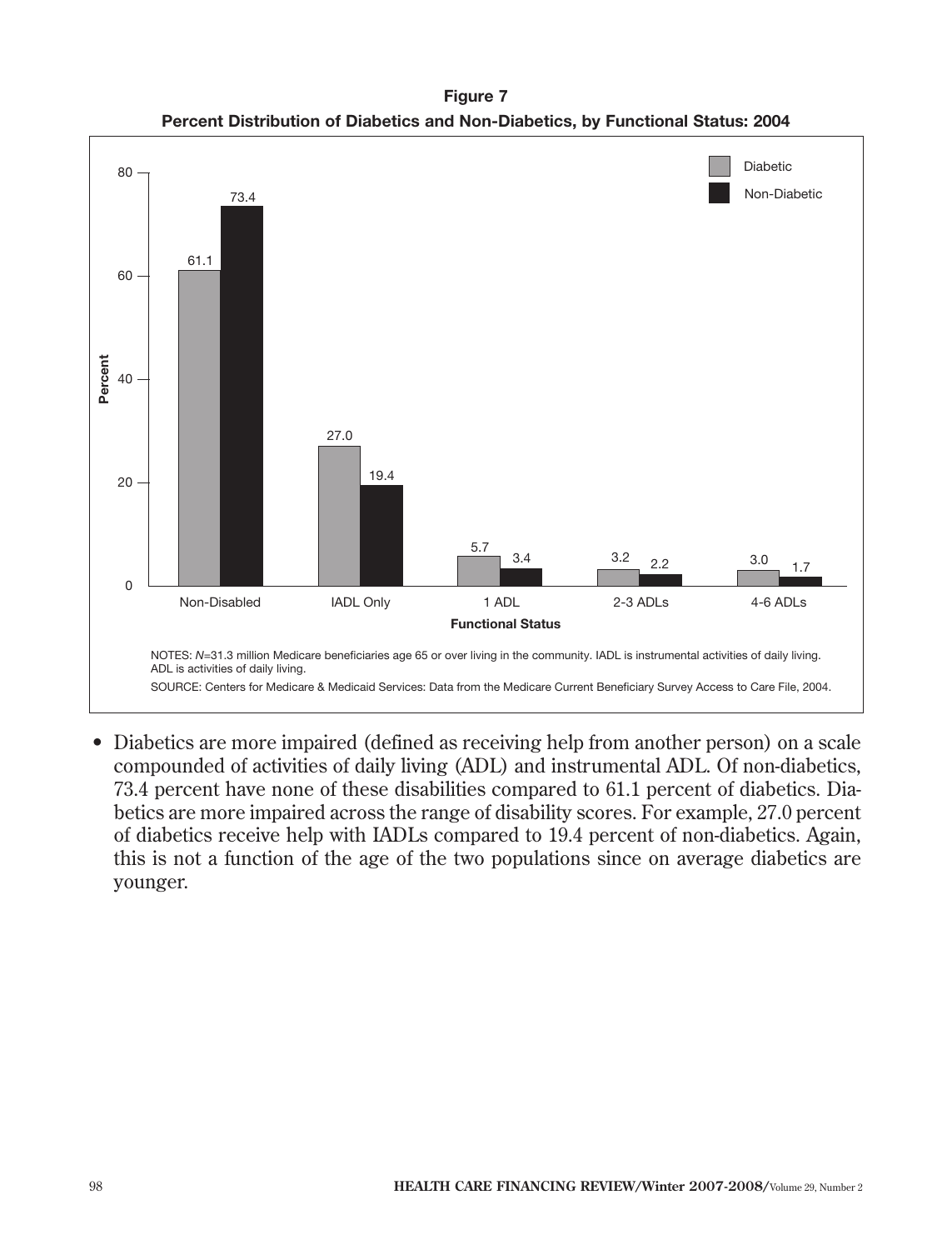**Figure 7**

**Percent Distribution of Diabetics and Non-Diabetics, by Functional Status: 2004**

| Functional Status | Diabetic | Non-Diabetic |
| --- | --- | --- |
| Non-Disabled | 61.1 | 73.4 |
| IADL Only | 27.0 | 19.4 |
| 1 ADL | 5.7 | 3.4 |
| 2-3 ADLs | 3.2 | 2.2 |
| 4-6 ADLs | 3.0 | 1.7 |

NOTES: *N*=31.3 million Medicare beneficiaries age 65 or over living in the community. IADL is instrumental activities of daily living. ADL is activities of daily living.

SOURCE: Centers for Medicare & Medicaid Services: Data from the Medicare Current Beneficiary Survey Access to Care File, 2004.

- Diabetics are more impaired (defined as receiving help from another person) on a scale compounded of activities of daily living (ADL) and instrumental ADL. Of non-diabetics, 73.4 percent have none of these disabilities compared to 61.1 percent of diabetics. Diabetics are more impaired across the range of disability scores. For example, 27.0 percent of diabetics receive help with IADLs compared to 19.4 percent of non-diabetics. Again, this is not a function of the age of the two populations since on average diabetics are younger.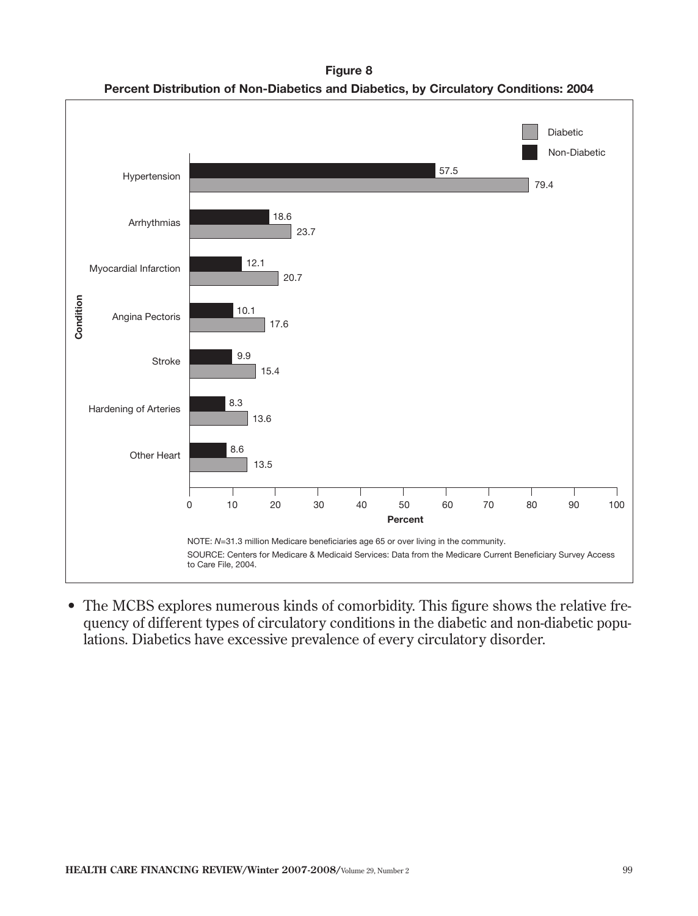**Figure 8**

**Percent Distribution of Non-Diabetics and Diabetics, by Circulatory Conditions: 2004**

| Condition | Non-Diabetic | Diabetic |
|---|---|---|
| Hypertension | 57.5 | 79.4 |
| Arrhythmias | 18.6 | 23.7 |
| Myocardial Infarction | 12.1 | 20.7 |
| Angina Pectoris | 10.1 | 17.6 |
| Stroke | 9.9 | 15.4 |
| Hardening of Arteries | 8.3 | 13.6 |
| Other Heart | 8.6 | 13.5 |

NOTE: *N*=31.3 million Medicare beneficiaries age 65 or over living in the community.

SOURCE: Centers for Medicare & Medicaid Services: Data from the Medicare Current Beneficiary Survey Access to Care File, 2004.

- The MCBS explores numerous kinds of comorbidity. This figure shows the relative frequency of different types of circulatory conditions in the diabetic and non-diabetic populations. Diabetics have excessive prevalence of every circulatory disorder.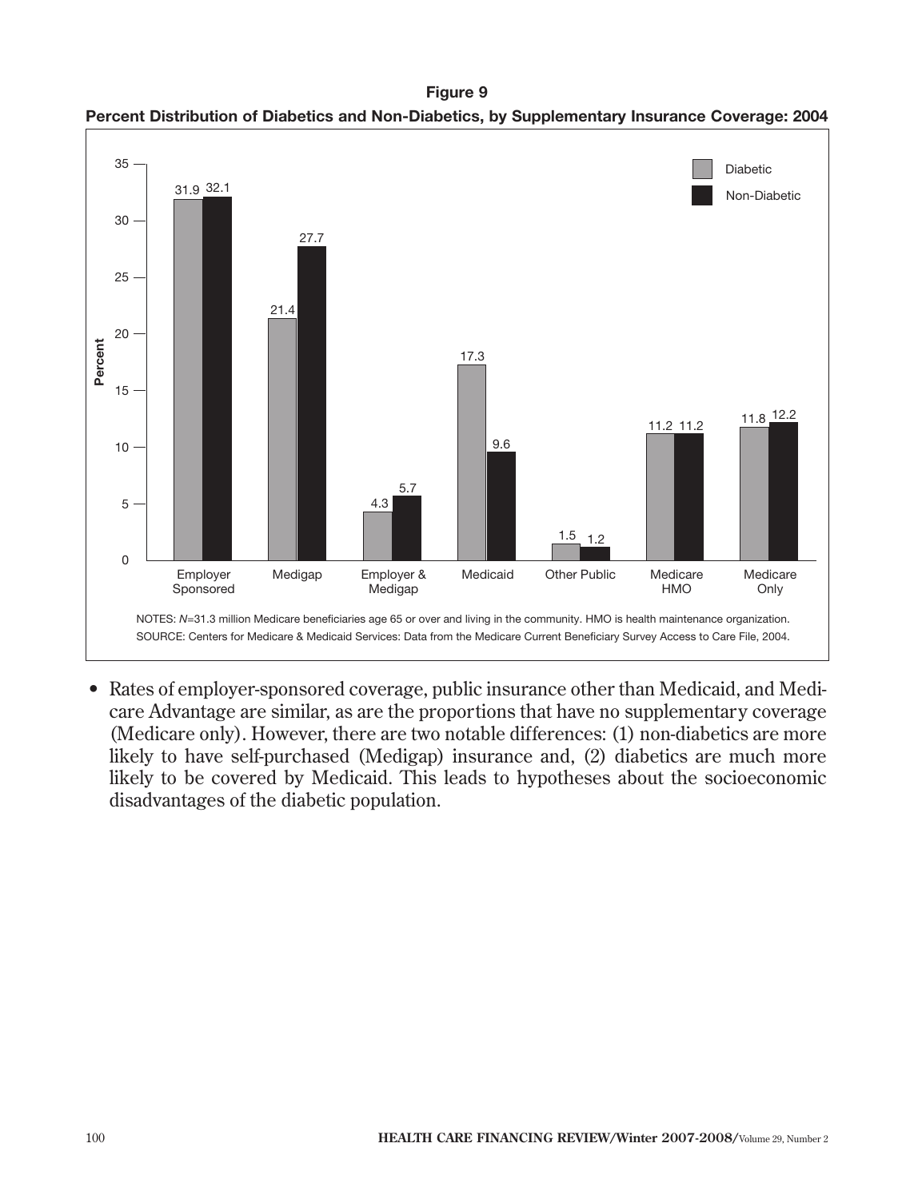**Figure 9**

**Percent Distribution of Diabetics and Non-Diabetics, by Supplementary Insurance Coverage: 2004**

| Supplementary Insurance Coverage | Diabetic | Non-Diabetic |
|---|---|---|
| Employer Sponsored | 31.9 | 32.1 |
| Medigap | 21.4 | 27.7 |
| Employer & Medigap | 4.3 | 5.7 |
| Medicaid | 17.3 | 9.6 |
| Other Public | 1.5 | 1.2 |
| Medicare HMO | 11.2 | 11.2 |
| Medicare Only | 11.8 | 12.2 |

NOTES: *N*=31.3 million Medicare beneficiaries age 65 or over and living in the community. HMO is health maintenance organization.

SOURCE: Centers for Medicare & Medicaid Services: Data from the Medicare Current Beneficiary Survey Access to Care File, 2004.

- Rates of employer-sponsored coverage, public insurance other than Medicaid, and Medicare Advantage are similar, as are the proportions that have no supplementary coverage (Medicare only). However, there are two notable differences: (1) non-diabetics are more likely to have self-purchased (Medigap) insurance and, (2) diabetics are much more likely to be covered by Medicaid. This leads to hypotheses about the socioeconomic disadvantages of the diabetic population.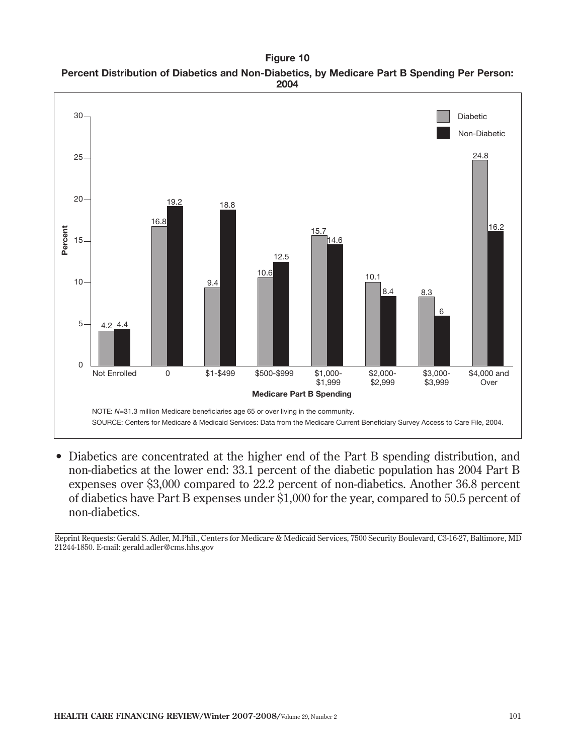**Figure 10**

**Percent Distribution of Diabetics and Non-Diabetics, by Medicare Part B Spending Per Person: 2004**

Diabetic
Non-Diabetic

Percent

30
25
20
15
10
5
0

4.2 4.4
16.8 19.2
9.4 18.8
10.6 12.5
15.7 14.6
10.1 8.4
8.3 6
24.8 16.2

Not Enrolled
0
$1-$499
$500-$999
$1,000-$1,999
$2,000-$2,999
$3,000-$3,999
$4,000 and Over

**Medicare Part B Spending**

NOTE: *N*=31.3 million Medicare beneficiaries age 65 or over living in the community.

SOURCE: Centers for Medicare & Medicaid Services: Data from the Medicare Current Beneficiary Survey Access to Care File, 2004.

- Diabetics are concentrated at the higher end of the Part B spending distribution, and non-diabetics at the lower end: 33.1 percent of the diabetic population has 2004 Part B expenses over $3,000 compared to 22.2 percent of non-diabetics. Another 36.8 percent of diabetics have Part B expenses under $1,000 for the year, compared to 50.5 percent of non-diabetics.

Reprint Requests: Gerald S. Adler, M.Phil., Centers for Medicare & Medicaid Services, 7500 Security Boulevard, C3-16-27, Baltimore, MD 21244-1850. E-mail: gerald.adler@cms.hhs.gov